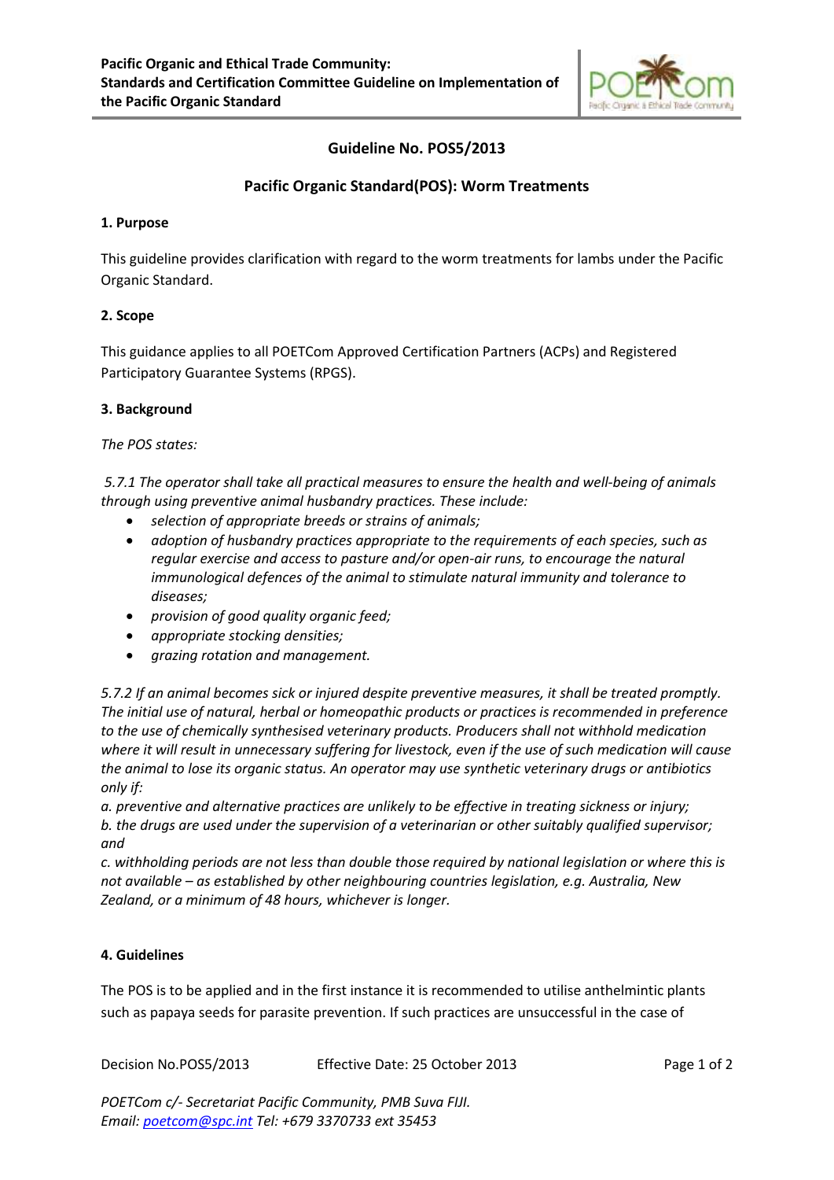**Pacific Organic and Ethical Trade Community:**
**Standards and Certification Committee Guideline on Implementation of the Pacific Organic Standard**

## Guideline No. POS5/2013

## Pacific Organic Standard(POS): Worm Treatments

### 1. Purpose

This guideline provides clarification with regard to the worm treatments for lambs under the Pacific Organic Standard.

### 2. Scope

This guidance applies to all POETCom Approved Certification Partners (ACPs) and Registered Participatory Guarantee Systems (RPGS).

### 3. Background

*The POS states:*

*5.7.1 The operator shall take all practical measures to ensure the health and well-being of animals through using preventive animal husbandry practices. These include:*

- *selection of appropriate breeds or strains of animals;*
- *adoption of husbandry practices appropriate to the requirements of each species, such as regular exercise and access to pasture and/or open-air runs, to encourage the natural immunological defences of the animal to stimulate natural immunity and tolerance to diseases;*
- *provision of good quality organic feed;*
- *appropriate stocking densities;*
- *grazing rotation and management.*

*5.7.2 If an animal becomes sick or injured despite preventive measures, it shall be treated promptly. The initial use of natural, herbal or homeopathic products or practices is recommended in preference to the use of chemically synthesised veterinary products. Producers shall not withhold medication where it will result in unnecessary suffering for livestock, even if the use of such medication will cause the animal to lose its organic status. An operator may use synthetic veterinary drugs or antibiotics only if:*

*a. preventive and alternative practices are unlikely to be effective in treating sickness or injury;*
*b. the drugs are used under the supervision of a veterinarian or other suitably qualified supervisor; and*
*c. withholding periods are not less than double those required by national legislation or where this is not available – as established by other neighbouring countries legislation, e.g. Australia, New Zealand, or a minimum of 48 hours, whichever is longer.*

### 4. Guidelines

The POS is to be applied and in the first instance it is recommended to utilise anthelmintic plants such as papaya seeds for parasite prevention. If such practices are unsuccessful in the case of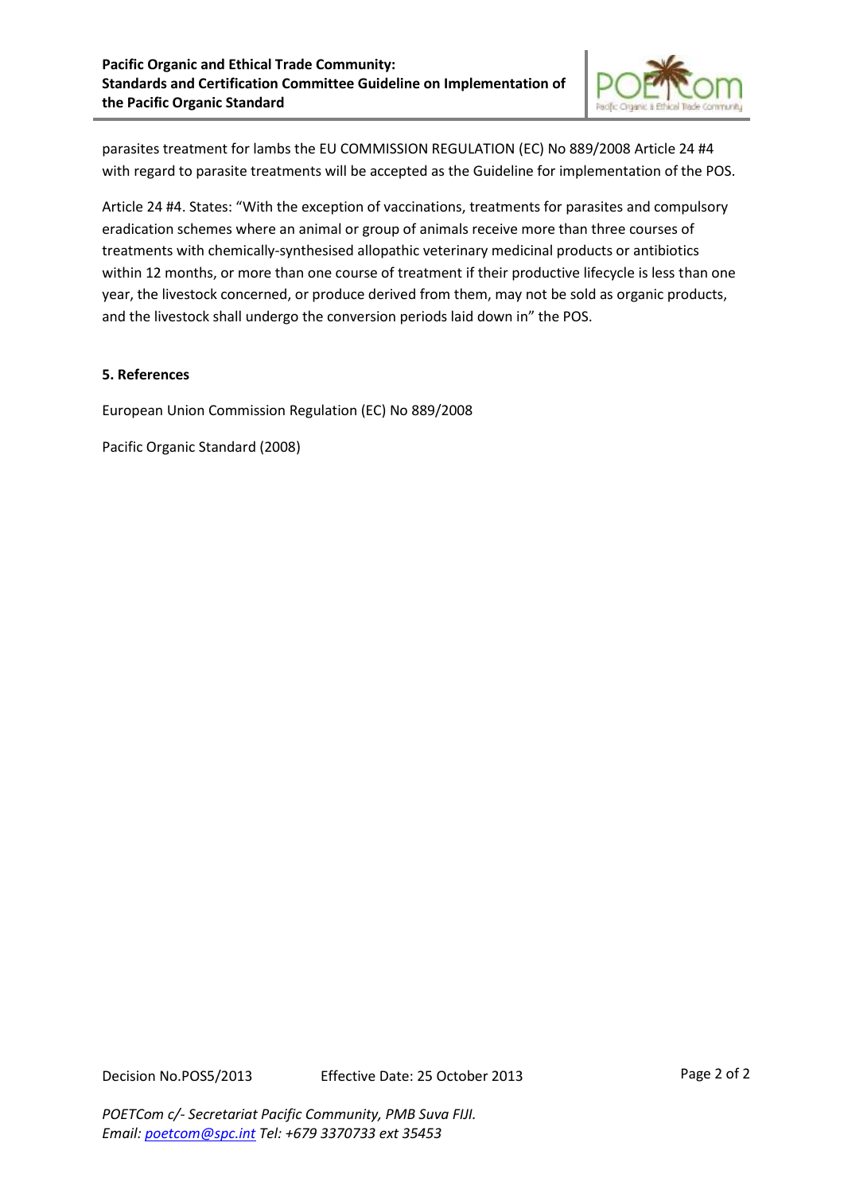parasites treatment for lambs the EU COMMISSION REGULATION (EC) No 889/2008 Article 24 #4 with regard to parasite treatments will be accepted as the Guideline for implementation of the POS.

Article 24 #4. States: "With the exception of vaccinations, treatments for parasites and compulsory eradication schemes where an animal or group of animals receive more than three courses of treatments with chemically-synthesised allopathic veterinary medicinal products or antibiotics within 12 months, or more than one course of treatment if their productive lifecycle is less than one year, the livestock concerned, or produce derived from them, may not be sold as organic products, and the livestock shall undergo the conversion periods laid down in" the POS.

## 5. References

European Union Commission Regulation (EC) No 889/2008

Pacific Organic Standard (2008)